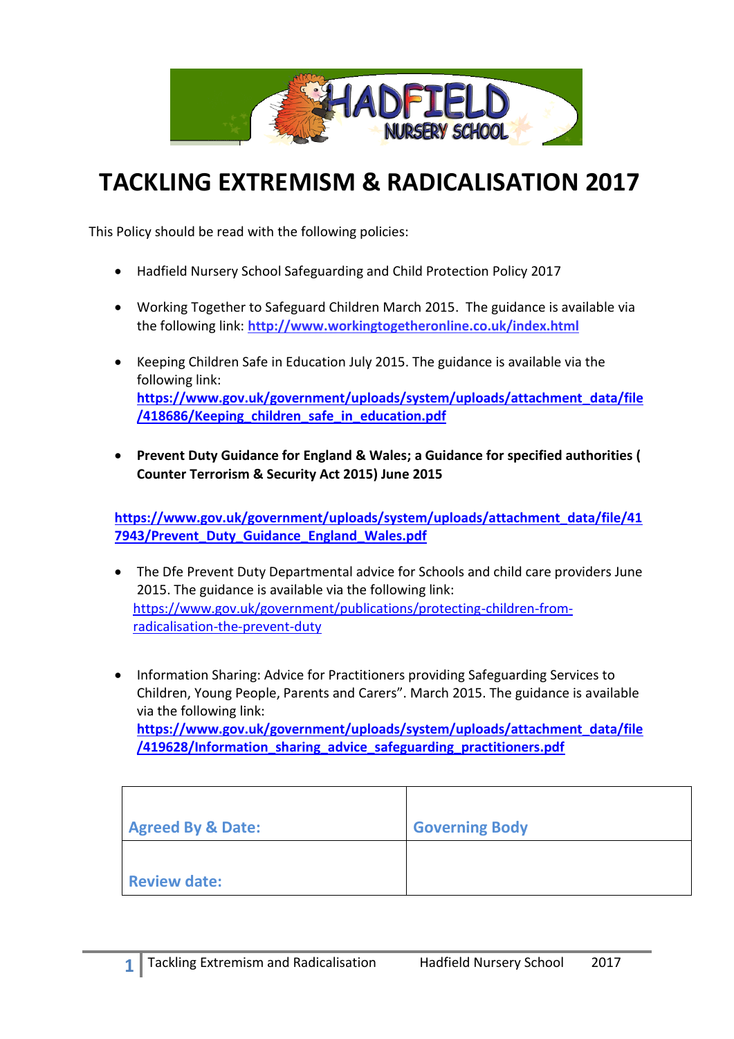# TACKLING EXTREMISM & RADICALISATION 2017

This Policy should be read with the following policies:

- Hadfield Nursery School Safeguarding and Child Protection Policy 2017
- Working Together to Safeguard Children March 2015. The guidance is available via the following link: **http://www.workingtogetheronline.co.uk/index.html**
- Keeping Children Safe in Education July 2015. The guidance is available via the following link: **https://www.gov.uk/government/uploads/system/uploads/attachment_data/file/418686/Keeping_children_safe_in_education.pdf**
- **Prevent Duty Guidance for England & Wales; a Guidance for specified authorities ( Counter Terrorism & Security Act 2015) June 2015**

**https://www.gov.uk/government/uploads/system/uploads/attachment_data/file/417943/Prevent_Duty_Guidance_England_Wales.pdf**

- The Dfe Prevent Duty Departmental advice for Schools and child care providers June 2015. The guidance is available via the following link: https://www.gov.uk/government/publications/protecting-children-from-radicalisation-the-prevent-duty
- Information Sharing: Advice for Practitioners providing Safeguarding Services to Children, Young People, Parents and Carers". March 2015. The guidance is available via the following link: **https://www.gov.uk/government/uploads/system/uploads/attachment_data/file/419628/Information_sharing_advice_safeguarding_practitioners.pdf**

| | |
|---|---|
| **Agreed By & Date:** | **Governing Body** |
| **Review date:** | |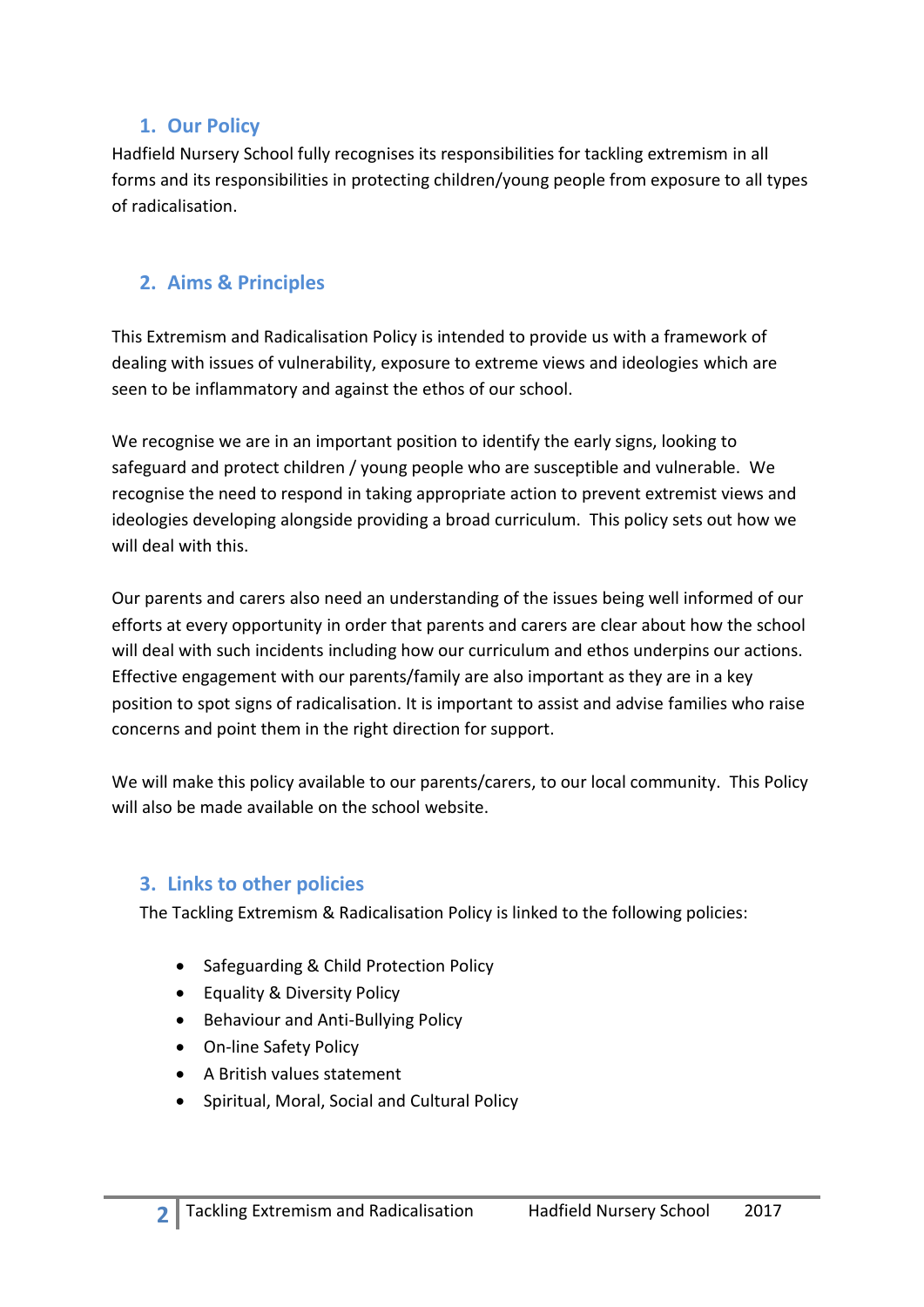## 1. Our Policy

Hadfield Nursery School fully recognises its responsibilities for tackling extremism in all forms and its responsibilities in protecting children/young people from exposure to all types of radicalisation.

## 2. Aims & Principles

This Extremism and Radicalisation Policy is intended to provide us with a framework of dealing with issues of vulnerability, exposure to extreme views and ideologies which are seen to be inflammatory and against the ethos of our school.

We recognise we are in an important position to identify the early signs, looking to safeguard and protect children / young people who are susceptible and vulnerable. We recognise the need to respond in taking appropriate action to prevent extremist views and ideologies developing alongside providing a broad curriculum. This policy sets out how we will deal with this.

Our parents and carers also need an understanding of the issues being well informed of our efforts at every opportunity in order that parents and carers are clear about how the school will deal with such incidents including how our curriculum and ethos underpins our actions. Effective engagement with our parents/family are also important as they are in a key position to spot signs of radicalisation. It is important to assist and advise families who raise concerns and point them in the right direction for support.

We will make this policy available to our parents/carers, to our local community. This Policy will also be made available on the school website.

## 3. Links to other policies

The Tackling Extremism & Radicalisation Policy is linked to the following policies:

- Safeguarding & Child Protection Policy
- Equality & Diversity Policy
- Behaviour and Anti-Bullying Policy
- On-line Safety Policy
- A British values statement
- Spiritual, Moral, Social and Cultural Policy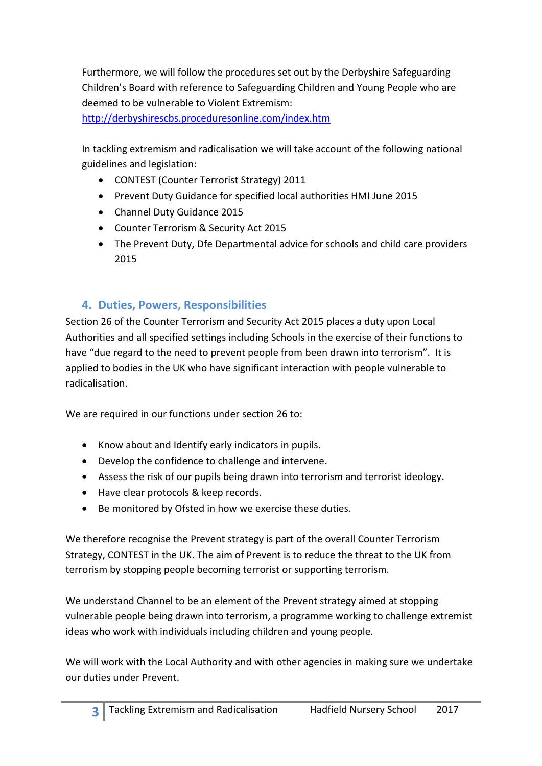Furthermore, we will follow the procedures set out by the Derbyshire Safeguarding Children's Board with reference to Safeguarding Children and Young People who are deemed to be vulnerable to Violent Extremism: http://derbyshirescbs.proceduresonline.com/index.htm

In tackling extremism and radicalisation we will take account of the following national guidelines and legislation:

- CONTEST (Counter Terrorist Strategy) 2011
- Prevent Duty Guidance for specified local authorities HMI June 2015
- Channel Duty Guidance 2015
- Counter Terrorism & Security Act 2015
- The Prevent Duty, Dfe Departmental advice for schools and child care providers 2015

## 4. Duties, Powers, Responsibilities

Section 26 of the Counter Terrorism and Security Act 2015 places a duty upon Local Authorities and all specified settings including Schools in the exercise of their functions to have "due regard to the need to prevent people from been drawn into terrorism". It is applied to bodies in the UK who have significant interaction with people vulnerable to radicalisation.

We are required in our functions under section 26 to:

- Know about and Identify early indicators in pupils.
- Develop the confidence to challenge and intervene.
- Assess the risk of our pupils being drawn into terrorism and terrorist ideology.
- Have clear protocols & keep records.
- Be monitored by Ofsted in how we exercise these duties.

We therefore recognise the Prevent strategy is part of the overall Counter Terrorism Strategy, CONTEST in the UK. The aim of Prevent is to reduce the threat to the UK from terrorism by stopping people becoming terrorist or supporting terrorism.

We understand Channel to be an element of the Prevent strategy aimed at stopping vulnerable people being drawn into terrorism, a programme working to challenge extremist ideas who work with individuals including children and young people.

We will work with the Local Authority and with other agencies in making sure we undertake our duties under Prevent.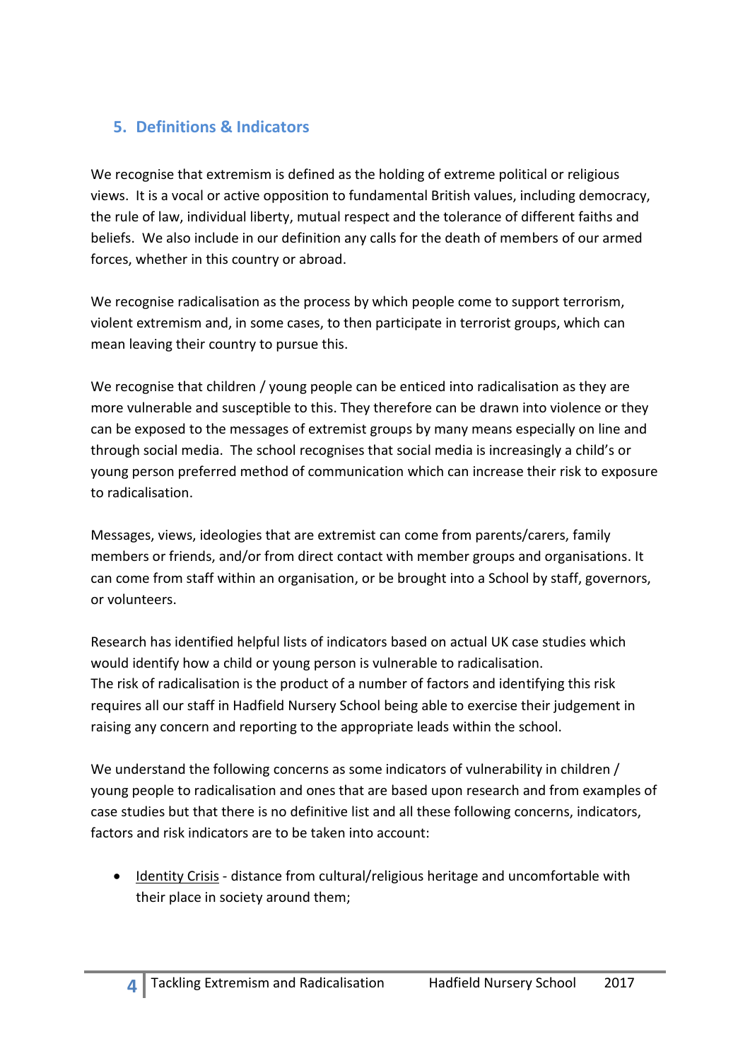## 5. Definitions & Indicators

We recognise that extremism is defined as the holding of extreme political or religious views. It is a vocal or active opposition to fundamental British values, including democracy, the rule of law, individual liberty, mutual respect and the tolerance of different faiths and beliefs. We also include in our definition any calls for the death of members of our armed forces, whether in this country or abroad.

We recognise radicalisation as the process by which people come to support terrorism, violent extremism and, in some cases, to then participate in terrorist groups, which can mean leaving their country to pursue this.

We recognise that children / young people can be enticed into radicalisation as they are more vulnerable and susceptible to this. They therefore can be drawn into violence or they can be exposed to the messages of extremist groups by many means especially on line and through social media. The school recognises that social media is increasingly a child's or young person preferred method of communication which can increase their risk to exposure to radicalisation.

Messages, views, ideologies that are extremist can come from parents/carers, family members or friends, and/or from direct contact with member groups and organisations. It can come from staff within an organisation, or be brought into a School by staff, governors, or volunteers.

Research has identified helpful lists of indicators based on actual UK case studies which would identify how a child or young person is vulnerable to radicalisation.
The risk of radicalisation is the product of a number of factors and identifying this risk requires all our staff in Hadfield Nursery School being able to exercise their judgement in raising any concern and reporting to the appropriate leads within the school.

We understand the following concerns as some indicators of vulnerability in children / young people to radicalisation and ones that are based upon research and from examples of case studies but that there is no definitive list and all these following concerns, indicators, factors and risk indicators are to be taken into account:

- Identity Crisis - distance from cultural/religious heritage and uncomfortable with their place in society around them;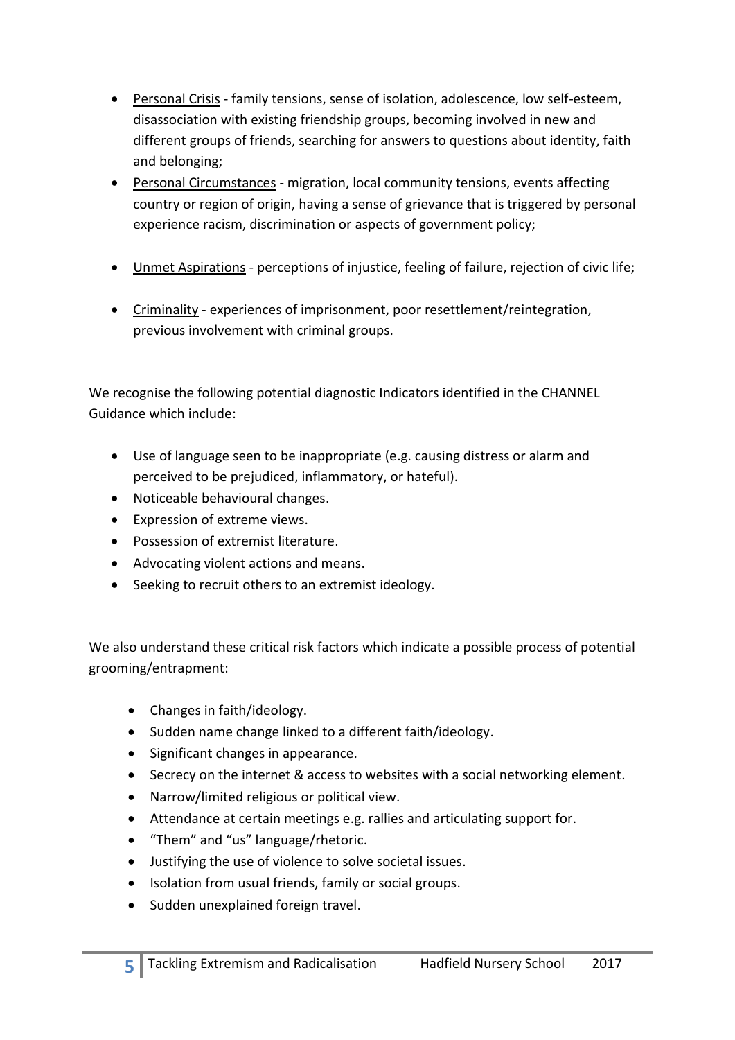- Personal Crisis - family tensions, sense of isolation, adolescence, low self-esteem, disassociation with existing friendship groups, becoming involved in new and different groups of friends, searching for answers to questions about identity, faith and belonging;
- Personal Circumstances - migration, local community tensions, events affecting country or region of origin, having a sense of grievance that is triggered by personal experience racism, discrimination or aspects of government policy;
- Unmet Aspirations - perceptions of injustice, feeling of failure, rejection of civic life;
- Criminality - experiences of imprisonment, poor resettlement/reintegration, previous involvement with criminal groups.

We recognise the following potential diagnostic Indicators identified in the CHANNEL Guidance which include:

- Use of language seen to be inappropriate (e.g. causing distress or alarm and perceived to be prejudiced, inflammatory, or hateful).
- Noticeable behavioural changes.
- Expression of extreme views.
- Possession of extremist literature.
- Advocating violent actions and means.
- Seeking to recruit others to an extremist ideology.

We also understand these critical risk factors which indicate a possible process of potential grooming/entrapment:

- Changes in faith/ideology.
- Sudden name change linked to a different faith/ideology.
- Significant changes in appearance.
- Secrecy on the internet & access to websites with a social networking element.
- Narrow/limited religious or political view.
- Attendance at certain meetings e.g. rallies and articulating support for.
- "Them" and "us" language/rhetoric.
- Justifying the use of violence to solve societal issues.
- Isolation from usual friends, family or social groups.
- Sudden unexplained foreign travel.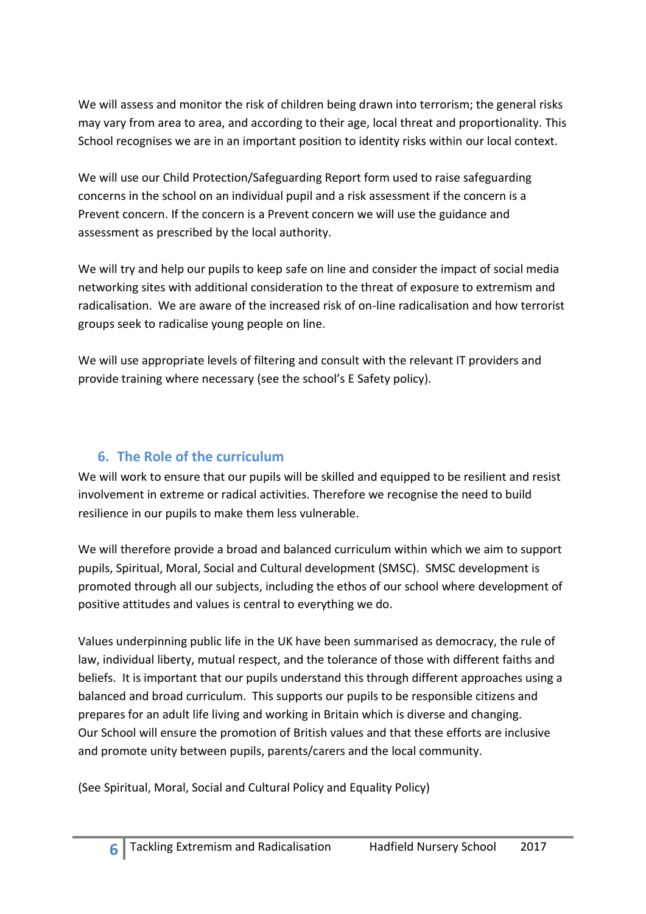We will assess and monitor the risk of children being drawn into terrorism; the general risks may vary from area to area, and according to their age, local threat and proportionality. This School recognises we are in an important position to identity risks within our local context.

We will use our Child Protection/Safeguarding Report form used to raise safeguarding concerns in the school on an individual pupil and a risk assessment if the concern is a Prevent concern. If the concern is a Prevent concern we will use the guidance and assessment as prescribed by the local authority.

We will try and help our pupils to keep safe on line and consider the impact of social media networking sites with additional consideration to the threat of exposure to extremism and radicalisation. We are aware of the increased risk of on-line radicalisation and how terrorist groups seek to radicalise young people on line.

We will use appropriate levels of filtering and consult with the relevant IT providers and provide training where necessary (see the school's E Safety policy).

## 6. The Role of the curriculum

We will work to ensure that our pupils will be skilled and equipped to be resilient and resist involvement in extreme or radical activities. Therefore we recognise the need to build resilience in our pupils to make them less vulnerable.

We will therefore provide a broad and balanced curriculum within which we aim to support pupils, Spiritual, Moral, Social and Cultural development (SMSC). SMSC development is promoted through all our subjects, including the ethos of our school where development of positive attitudes and values is central to everything we do.

Values underpinning public life in the UK have been summarised as democracy, the rule of law, individual liberty, mutual respect, and the tolerance of those with different faiths and beliefs. It is important that our pupils understand this through different approaches using a balanced and broad curriculum. This supports our pupils to be responsible citizens and prepares for an adult life living and working in Britain which is diverse and changing.
Our School will ensure the promotion of British values and that these efforts are inclusive and promote unity between pupils, parents/carers and the local community.

(See Spiritual, Moral, Social and Cultural Policy and Equality Policy)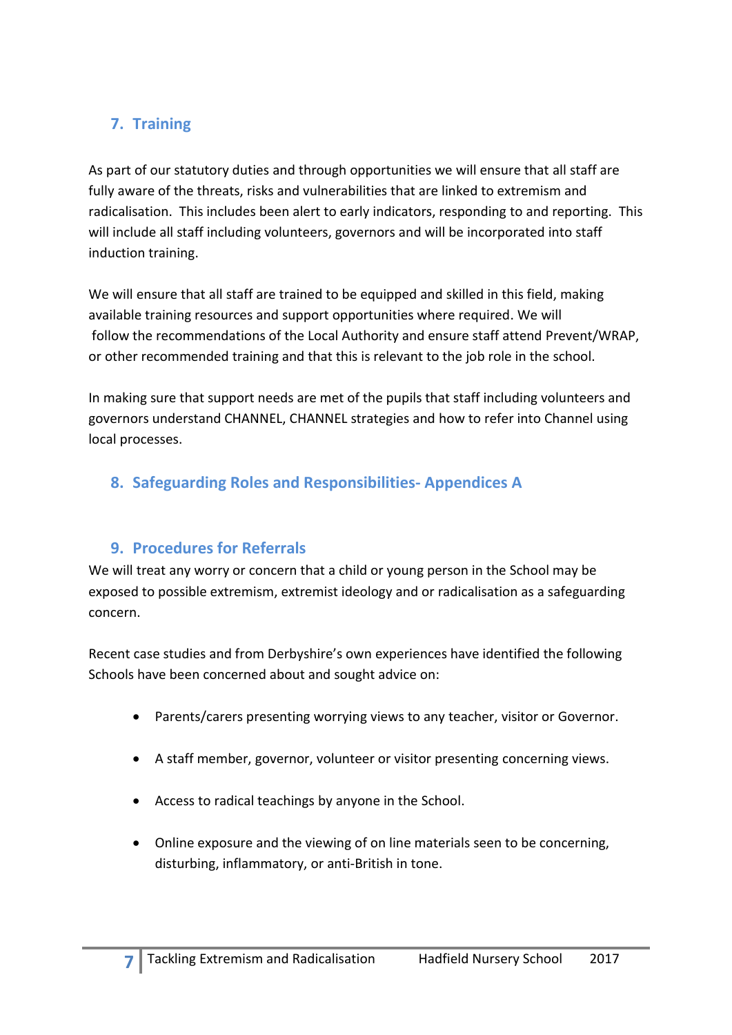## 7. Training

As part of our statutory duties and through opportunities we will ensure that all staff are fully aware of the threats, risks and vulnerabilities that are linked to extremism and radicalisation. This includes been alert to early indicators, responding to and reporting. This will include all staff including volunteers, governors and will be incorporated into staff induction training.

We will ensure that all staff are trained to be equipped and skilled in this field, making available training resources and support opportunities where required. We will follow the recommendations of the Local Authority and ensure staff attend Prevent/WRAP, or other recommended training and that this is relevant to the job role in the school.

In making sure that support needs are met of the pupils that staff including volunteers and governors understand CHANNEL, CHANNEL strategies and how to refer into Channel using local processes.

## 8. Safeguarding Roles and Responsibilities- Appendices A

## 9. Procedures for Referrals

We will treat any worry or concern that a child or young person in the School may be exposed to possible extremism, extremist ideology and or radicalisation as a safeguarding concern.

Recent case studies and from Derbyshire's own experiences have identified the following Schools have been concerned about and sought advice on:

- Parents/carers presenting worrying views to any teacher, visitor or Governor.
- A staff member, governor, volunteer or visitor presenting concerning views.
- Access to radical teachings by anyone in the School.
- Online exposure and the viewing of on line materials seen to be concerning, disturbing, inflammatory, or anti-British in tone.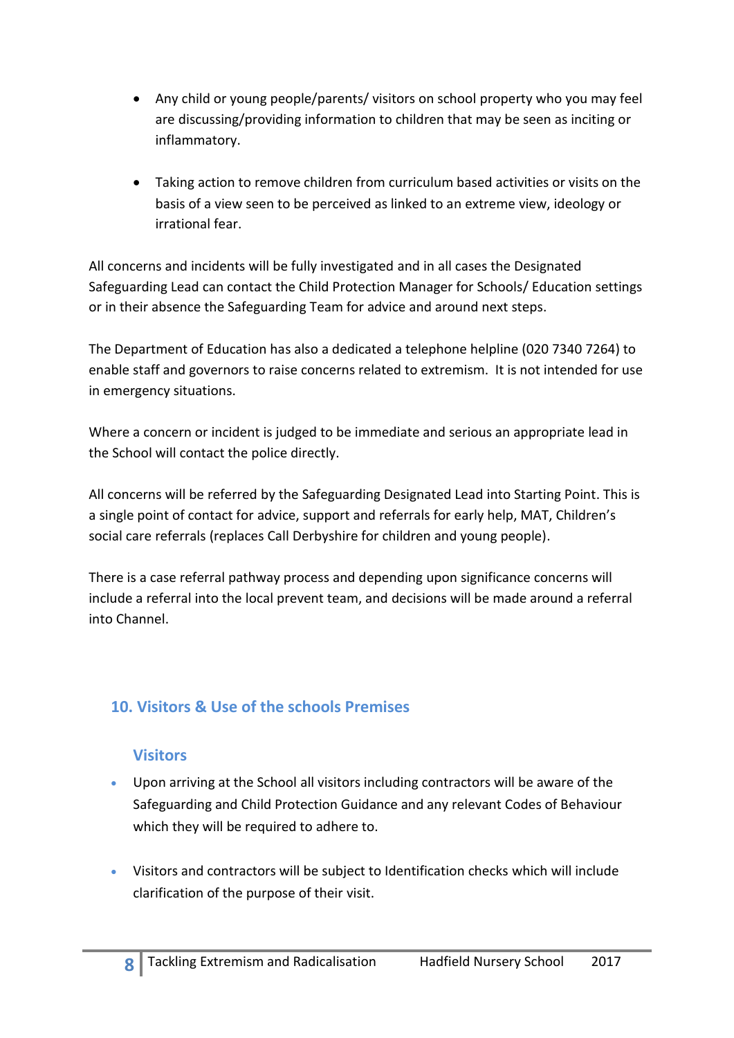- Any child or young people/parents/ visitors on school property who you may feel are discussing/providing information to children that may be seen as inciting or inflammatory.
- Taking action to remove children from curriculum based activities or visits on the basis of a view seen to be perceived as linked to an extreme view, ideology or irrational fear.

All concerns and incidents will be fully investigated and in all cases the Designated Safeguarding Lead can contact the Child Protection Manager for Schools/ Education settings or in their absence the Safeguarding Team for advice and around next steps.

The Department of Education has also a dedicated a telephone helpline (020 7340 7264) to enable staff and governors to raise concerns related to extremism. It is not intended for use in emergency situations.

Where a concern or incident is judged to be immediate and serious an appropriate lead in the School will contact the police directly.

All concerns will be referred by the Safeguarding Designated Lead into Starting Point. This is a single point of contact for advice, support and referrals for early help, MAT, Children's social care referrals (replaces Call Derbyshire for children and young people).

There is a case referral pathway process and depending upon significance concerns will include a referral into the local prevent team, and decisions will be made around a referral into Channel.

## 10. Visitors & Use of the schools Premises

### Visitors

- Upon arriving at the School all visitors including contractors will be aware of the Safeguarding and Child Protection Guidance and any relevant Codes of Behaviour which they will be required to adhere to.
- Visitors and contractors will be subject to Identification checks which will include clarification of the purpose of their visit.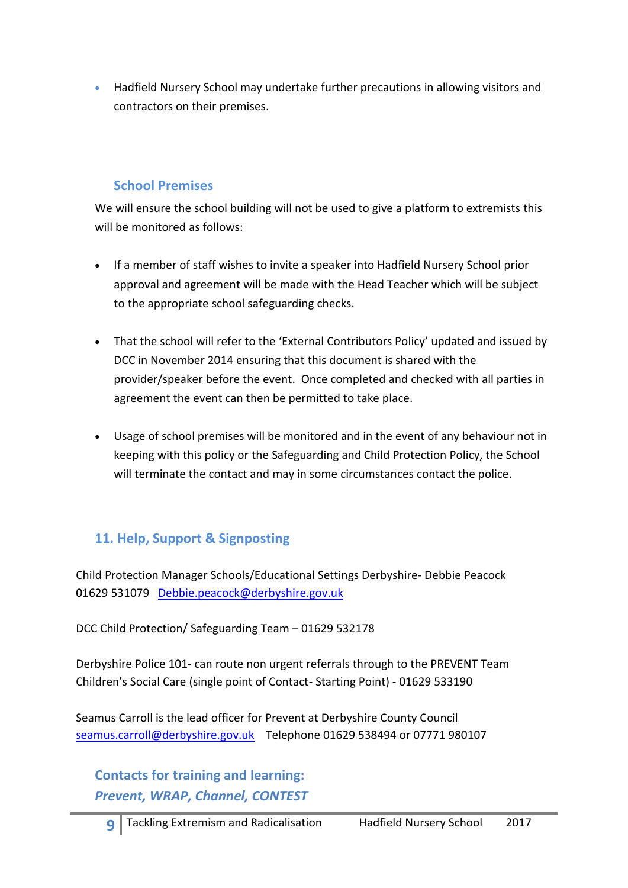- Hadfield Nursery School may undertake further precautions in allowing visitors and contractors on their premises.

### School Premises

We will ensure the school building will not be used to give a platform to extremists this will be monitored as follows:

- If a member of staff wishes to invite a speaker into Hadfield Nursery School prior approval and agreement will be made with the Head Teacher which will be subject to the appropriate school safeguarding checks.

- That the school will refer to the 'External Contributors Policy' updated and issued by DCC in November 2014 ensuring that this document is shared with the provider/speaker before the event. Once completed and checked with all parties in agreement the event can then be permitted to take place.

- Usage of school premises will be monitored and in the event of any behaviour not in keeping with this policy or the Safeguarding and Child Protection Policy, the School will terminate the contact and may in some circumstances contact the police.

## 11. Help, Support & Signposting

Child Protection Manager Schools/Educational Settings Derbyshire- Debbie Peacock 01629 531079 Debbie.peacock@derbyshire.gov.uk

DCC Child Protection/ Safeguarding Team – 01629 532178

Derbyshire Police 101- can route non urgent referrals through to the PREVENT Team
Children's Social Care (single point of Contact- Starting Point) - 01629 533190

Seamus Carroll is the lead officer for Prevent at Derbyshire County Council
seamus.carroll@derbyshire.gov.uk Telephone 01629 538494 or 07771 980107

### Contacts for training and learning:
### *Prevent, WRAP, Channel, CONTEST*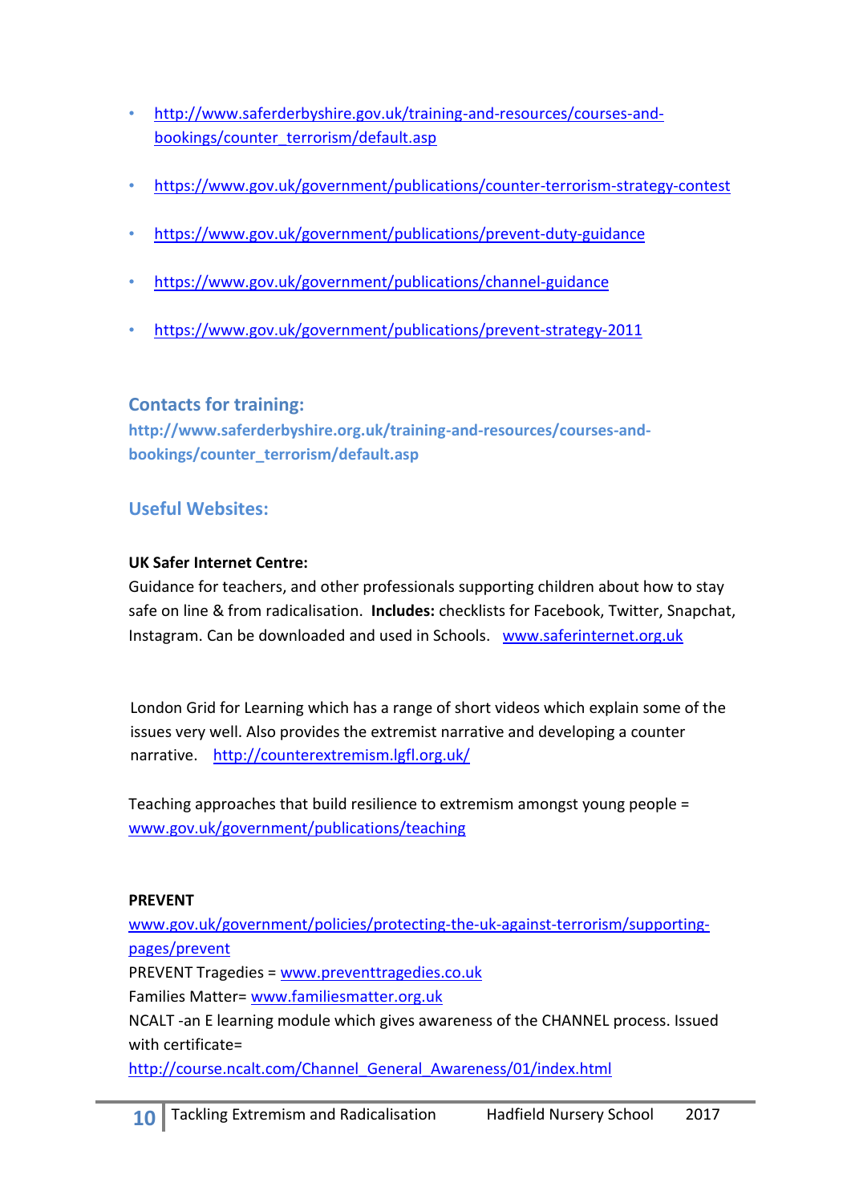- http://www.saferderbyshire.gov.uk/training-and-resources/courses-and-bookings/counter_terrorism/default.asp
- https://www.gov.uk/government/publications/counter-terrorism-strategy-contest
- https://www.gov.uk/government/publications/prevent-duty-guidance
- https://www.gov.uk/government/publications/channel-guidance
- https://www.gov.uk/government/publications/prevent-strategy-2011

## Contacts for training:

**http://www.saferderbyshire.org.uk/training-and-resources/courses-and-bookings/counter_terrorism/default.asp**

## Useful Websites:

**UK Safer Internet Centre:**
Guidance for teachers, and other professionals supporting children about how to stay safe on line & from radicalisation. **Includes:** checklists for Facebook, Twitter, Snapchat, Instagram. Can be downloaded and used in Schools. www.saferinternet.org.uk

London Grid for Learning which has a range of short videos which explain some of the issues very well. Also provides the extremist narrative and developing a counter narrative. http://counterextremism.lgfl.org.uk/

Teaching approaches that build resilience to extremism amongst young people = www.gov.uk/government/publications/teaching

**PREVENT**
www.gov.uk/government/policies/protecting-the-uk-against-terrorism/supporting-pages/prevent
PREVENT Tragedies = www.preventtragedies.co.uk
Families Matter= www.familiesmatter.org.uk
NCALT -an E learning module which gives awareness of the CHANNEL process. Issued with certificate=
http://course.ncalt.com/Channel_General_Awareness/01/index.html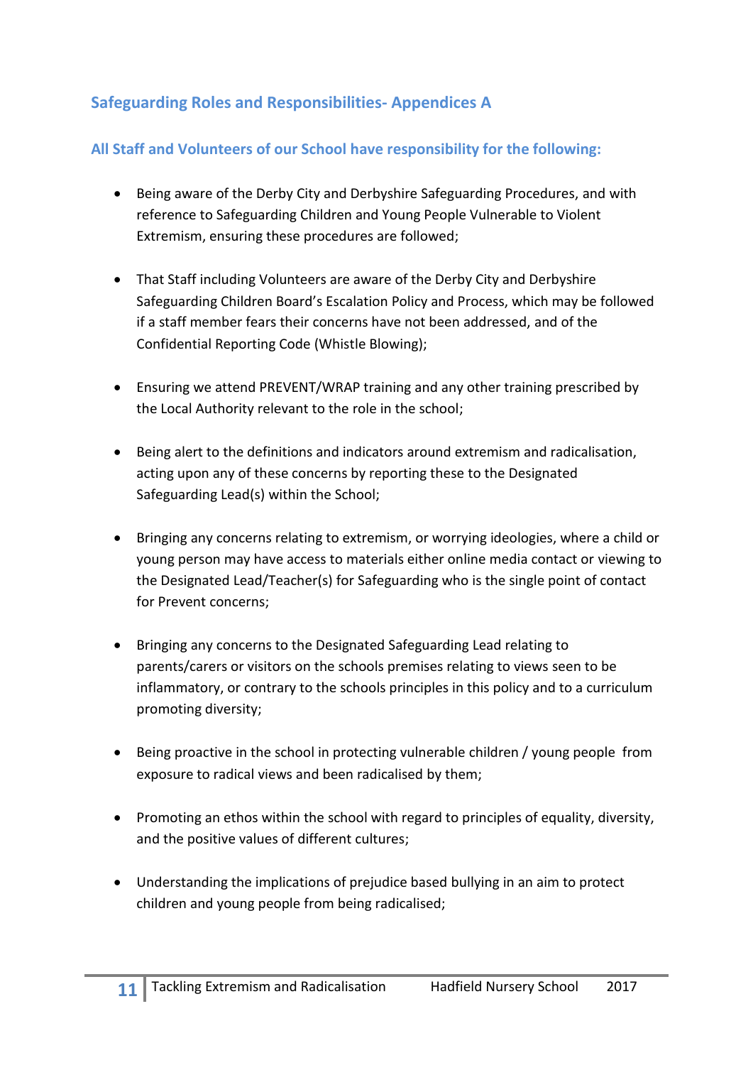## Safeguarding Roles and Responsibilities- Appendices A

### All Staff and Volunteers of our School have responsibility for the following:

- Being aware of the Derby City and Derbyshire Safeguarding Procedures, and with reference to Safeguarding Children and Young People Vulnerable to Violent Extremism, ensuring these procedures are followed;

- That Staff including Volunteers are aware of the Derby City and Derbyshire Safeguarding Children Board's Escalation Policy and Process, which may be followed if a staff member fears their concerns have not been addressed, and of the Confidential Reporting Code (Whistle Blowing);

- Ensuring we attend PREVENT/WRAP training and any other training prescribed by the Local Authority relevant to the role in the school;

- Being alert to the definitions and indicators around extremism and radicalisation, acting upon any of these concerns by reporting these to the Designated Safeguarding Lead(s) within the School;

- Bringing any concerns relating to extremism, or worrying ideologies, where a child or young person may have access to materials either online media contact or viewing to the Designated Lead/Teacher(s) for Safeguarding who is the single point of contact for Prevent concerns;

- Bringing any concerns to the Designated Safeguarding Lead relating to parents/carers or visitors on the schools premises relating to views seen to be inflammatory, or contrary to the schools principles in this policy and to a curriculum promoting diversity;

- Being proactive in the school in protecting vulnerable children / young people from exposure to radical views and been radicalised by them;

- Promoting an ethos within the school with regard to principles of equality, diversity, and the positive values of different cultures;

- Understanding the implications of prejudice based bullying in an aim to protect children and young people from being radicalised;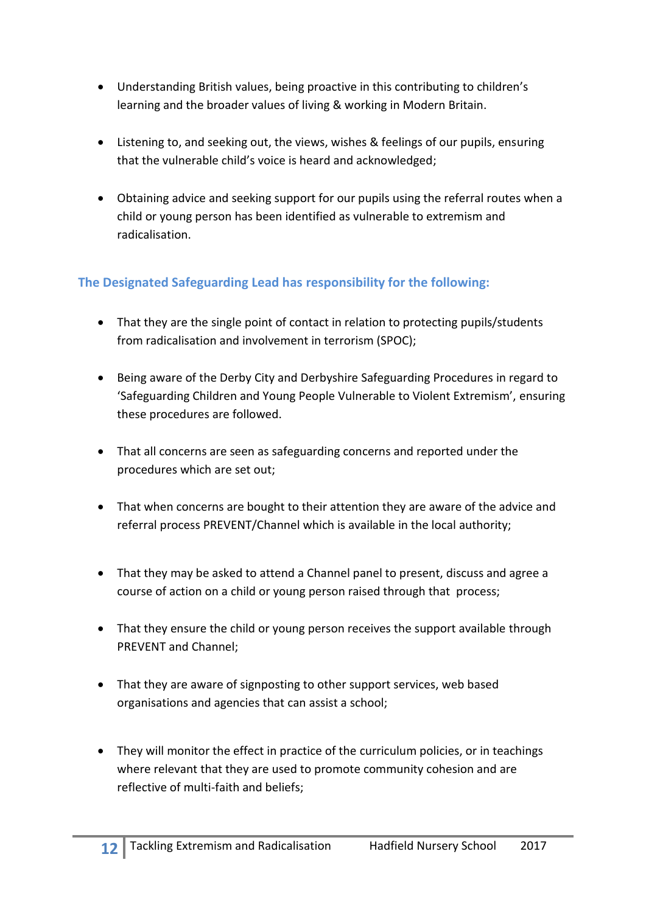- Understanding British values, being proactive in this contributing to children's learning and the broader values of living & working in Modern Britain.

- Listening to, and seeking out, the views, wishes & feelings of our pupils, ensuring that the vulnerable child's voice is heard and acknowledged;

- Obtaining advice and seeking support for our pupils using the referral routes when a child or young person has been identified as vulnerable to extremism and radicalisation.

### The Designated Safeguarding Lead has responsibility for the following:

- That they are the single point of contact in relation to protecting pupils/students from radicalisation and involvement in terrorism (SPOC);

- Being aware of the Derby City and Derbyshire Safeguarding Procedures in regard to 'Safeguarding Children and Young People Vulnerable to Violent Extremism', ensuring these procedures are followed.

- That all concerns are seen as safeguarding concerns and reported under the procedures which are set out;

- That when concerns are bought to their attention they are aware of the advice and referral process PREVENT/Channel which is available in the local authority;

- That they may be asked to attend a Channel panel to present, discuss and agree a course of action on a child or young person raised through that process;

- That they ensure the child or young person receives the support available through PREVENT and Channel;

- That they are aware of signposting to other support services, web based organisations and agencies that can assist a school;

- They will monitor the effect in practice of the curriculum policies, or in teachings where relevant that they are used to promote community cohesion and are reflective of multi-faith and beliefs;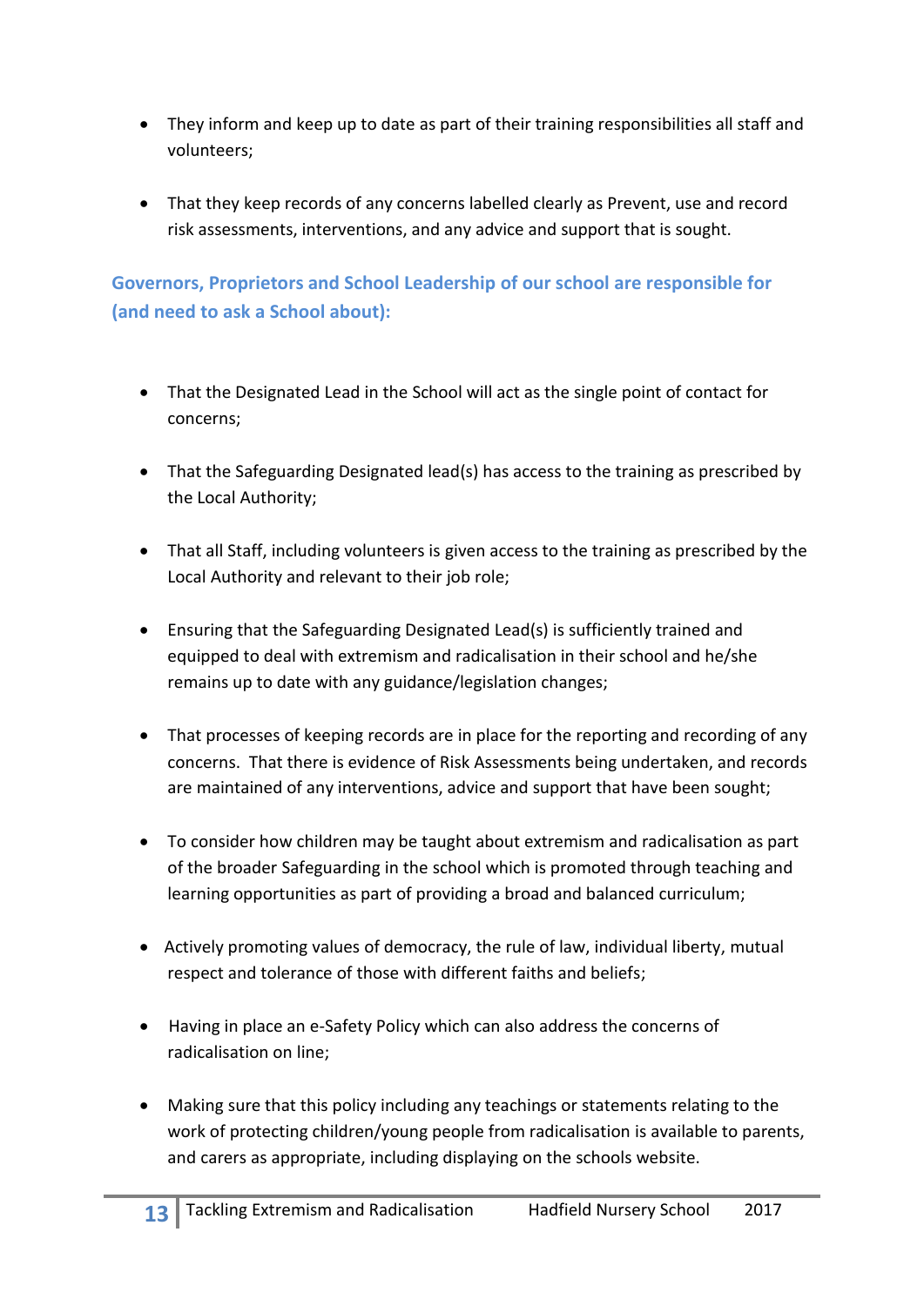- They inform and keep up to date as part of their training responsibilities all staff and volunteers;

- That they keep records of any concerns labelled clearly as Prevent, use and record risk assessments, interventions, and any advice and support that is sought.

## Governors, Proprietors and School Leadership of our school are responsible for (and need to ask a School about):

- That the Designated Lead in the School will act as the single point of contact for concerns;

- That the Safeguarding Designated lead(s) has access to the training as prescribed by the Local Authority;

- That all Staff, including volunteers is given access to the training as prescribed by the Local Authority and relevant to their job role;

- Ensuring that the Safeguarding Designated Lead(s) is sufficiently trained and equipped to deal with extremism and radicalisation in their school and he/she remains up to date with any guidance/legislation changes;

- That processes of keeping records are in place for the reporting and recording of any concerns. That there is evidence of Risk Assessments being undertaken, and records are maintained of any interventions, advice and support that have been sought;

- To consider how children may be taught about extremism and radicalisation as part of the broader Safeguarding in the school which is promoted through teaching and learning opportunities as part of providing a broad and balanced curriculum;

- Actively promoting values of democracy, the rule of law, individual liberty, mutual respect and tolerance of those with different faiths and beliefs;

- Having in place an e-Safety Policy which can also address the concerns of radicalisation on line;

- Making sure that this policy including any teachings or statements relating to the work of protecting children/young people from radicalisation is available to parents, and carers as appropriate, including displaying on the schools website.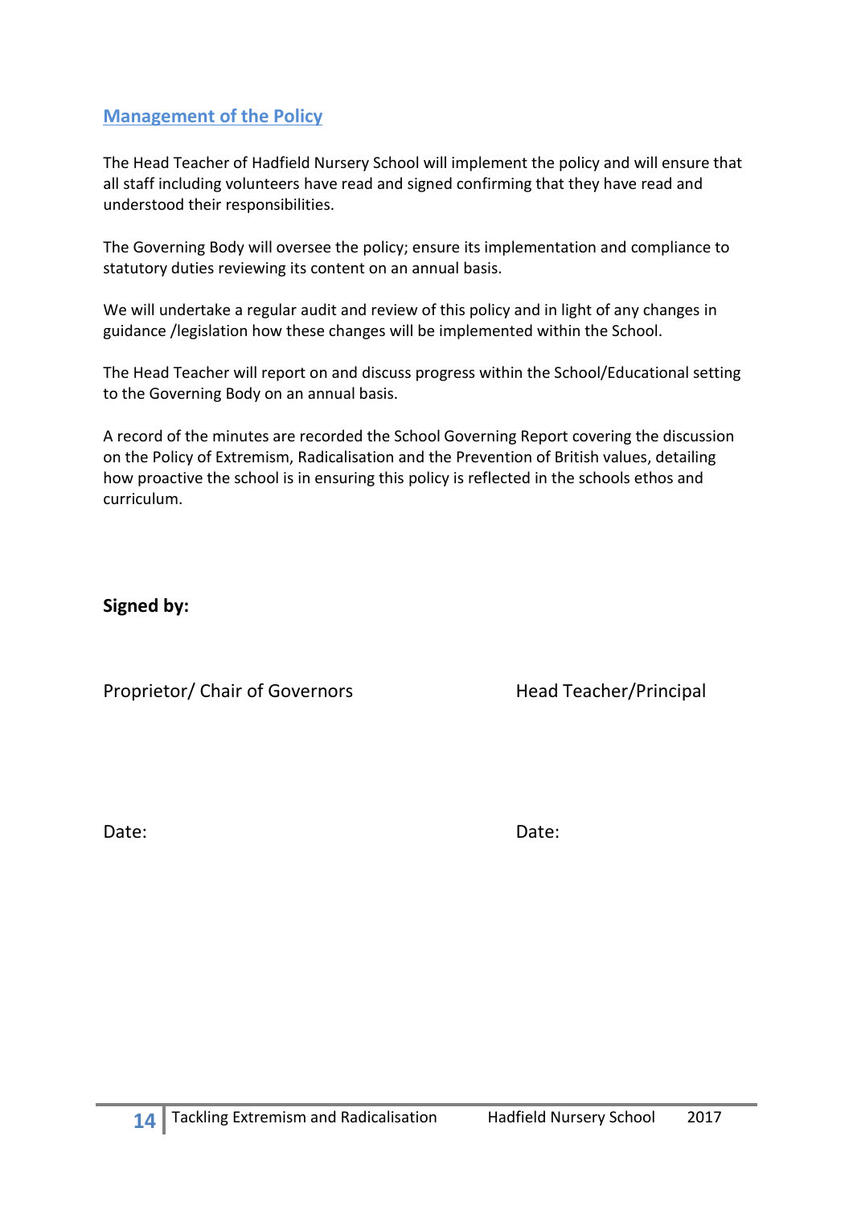## Management of the Policy

The Head Teacher of Hadfield Nursery School will implement the policy and will ensure that all staff including volunteers have read and signed confirming that they have read and understood their responsibilities.

The Governing Body will oversee the policy; ensure its implementation and compliance to statutory duties reviewing its content on an annual basis.

We will undertake a regular audit and review of this policy and in light of any changes in guidance /legislation how these changes will be implemented within the School.

The Head Teacher will report on and discuss progress within the School/Educational setting to the Governing Body on an annual basis.

A record of the minutes are recorded the School Governing Report covering the discussion on the Policy of Extremism, Radicalisation and the Prevention of British values, detailing how proactive the school is in ensuring this policy is reflected in the schools ethos and curriculum.

**Signed by:**

Proprietor/ Chair of Governors

Date:

Head Teacher/Principal

Date: